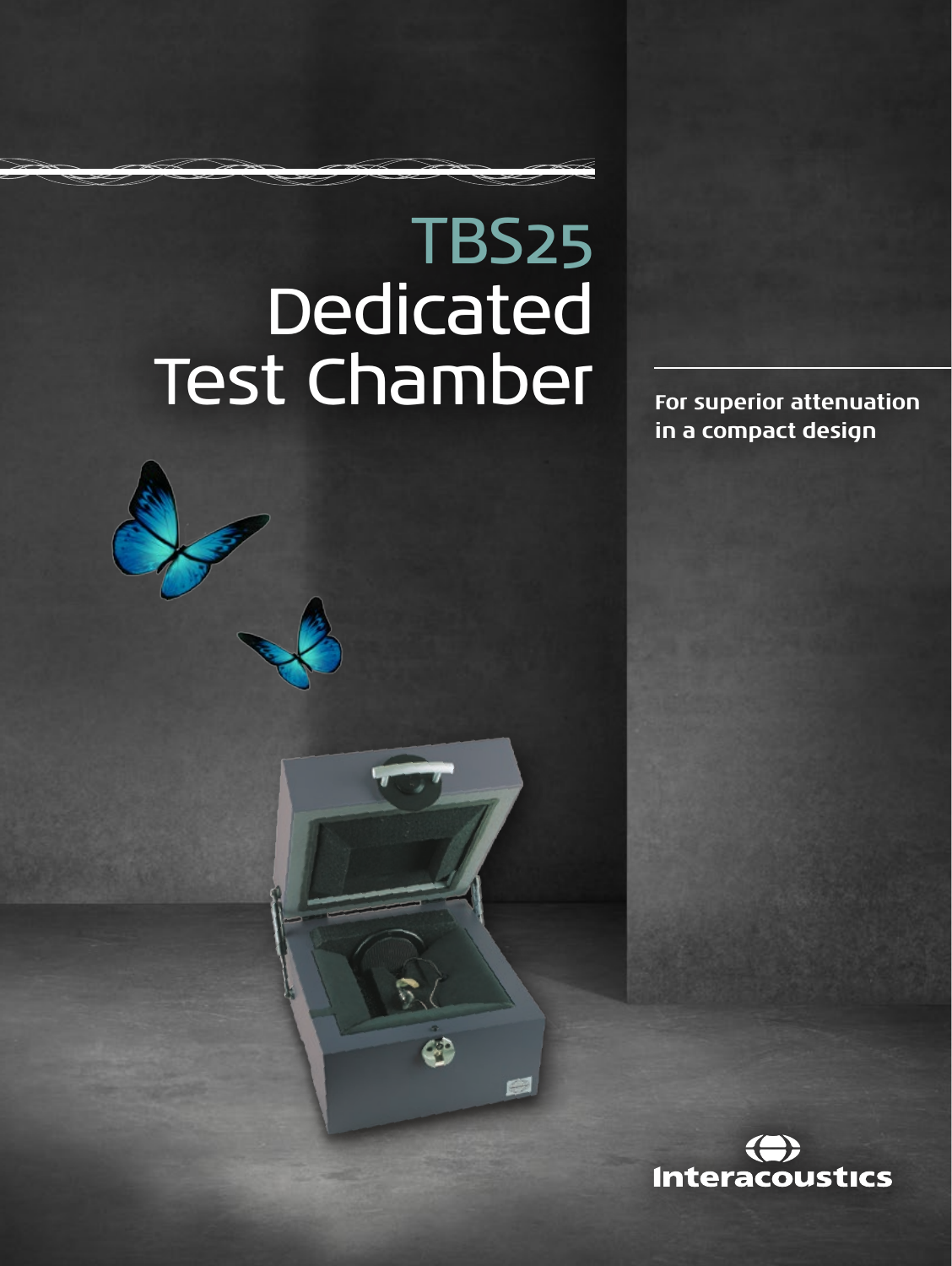# TBS25 Dedicated Test Chamber

**For superior attenuation in a compact design**

Interacoustics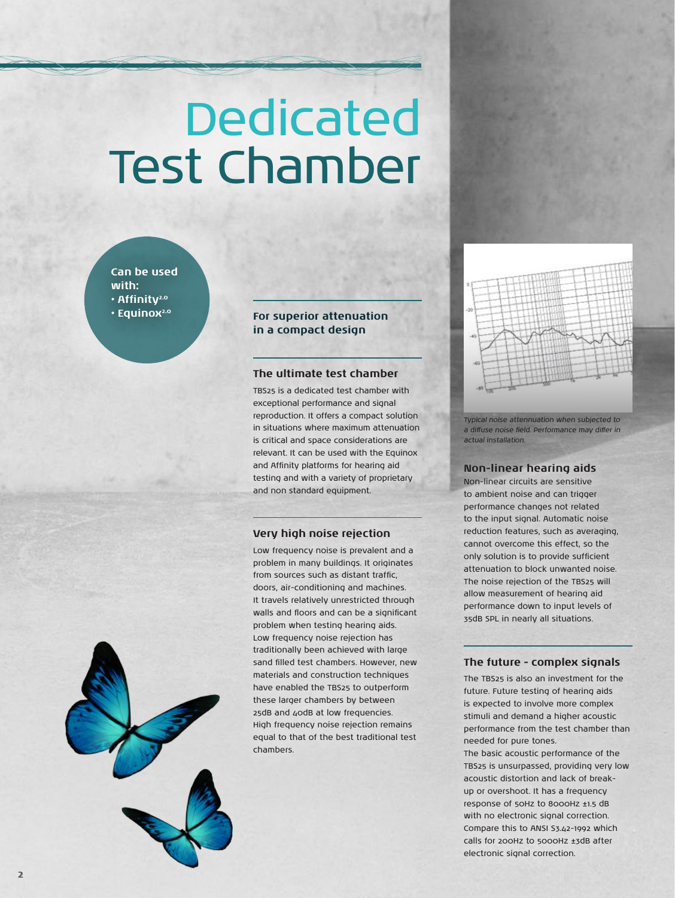# Dedicated Test Chamber

**Can be used with:**
- **Affinity$^{2.0}$**
- **Equinox$^{2.0}$**

### For superior attenuation in a compact design

### The ultimate test chamber

TBS25 is a dedicated test chamber with exceptional performance and signal reproduction. It offers a compact solution in situations where maximum attenuation is critical and space considerations are relevant. It can be used with the Equinox and Affinity platforms for hearing aid testing and with a variety of proprietary and non standard equipment.

### Very high noise rejection

Low frequency noise is prevalent and a problem in many buildings. It originates from sources such as distant traffic, doors, air-conditioning and machines. It travels relatively unrestricted through walls and floors and can be a significant problem when testing hearing aids. Low frequency noise rejection has traditionally been achieved with large sand filled test chambers. However, new materials and construction techniques have enabled the TBS25 to outperform these larger chambers by between 25dB and 40dB at low frequencies. High frequency noise rejection remains equal to that of the best traditional test chambers.

*Typical noise attennuation when subjected to a diffuse noise field. Performance may differ in actual installation.*

### Non-linear hearing aids

Non-linear circuits are sensitive to ambient noise and can trigger performance changes not related to the input signal. Automatic noise reduction features, such as averaging, cannot overcome this effect, so the only solution is to provide sufficient attenuation to block unwanted noise. The noise rejection of the TBS25 will allow measurement of hearing aid performance down to input levels of 35dB SPL in nearly all situations.

### The future - complex signals

The TBS25 is also an investment for the future. Future testing of hearing aids is expected to involve more complex stimuli and demand a higher acoustic performance from the test chamber than needed for pure tones.
The basic acoustic performance of the TBS25 is unsurpassed, providing very low acoustic distortion and lack of break-up or overshoot. It has a frequency response of 50Hz to 8000Hz ±1.5 dB with no electronic signal correction. Compare this to ANSI S3.42-1992 which calls for 200Hz to 5000Hz ±3dB after electronic signal correction.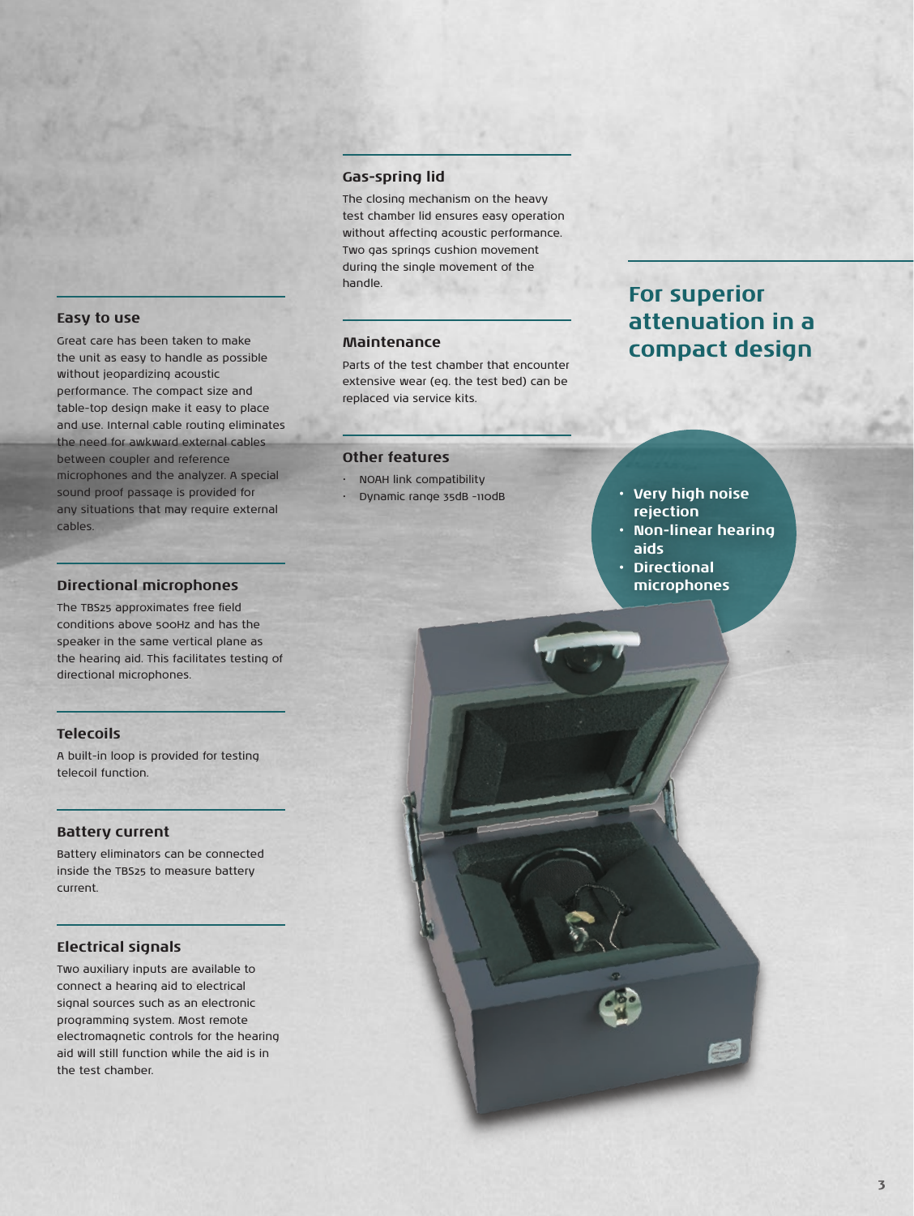## Easy to use

Great care has been taken to make the unit as easy to handle as possible without jeopardizing acoustic performance. The compact size and table-top design make it easy to place and use. Internal cable routing eliminates the need for awkward external cables between coupler and reference microphones and the analyzer. A special sound proof passage is provided for any situations that may require external cables.

## Directional microphones

The TBS25 approximates free field conditions above 500Hz and has the speaker in the same vertical plane as the hearing aid. This facilitates testing of directional microphones.

## Telecoils

A built-in loop is provided for testing telecoil function.

## Battery current

Battery eliminators can be connected inside the TBS25 to measure battery current.

## Electrical signals

Two auxiliary inputs are available to connect a hearing aid to electrical signal sources such as an electronic programming system. Most remote electromagnetic controls for the hearing aid will still function while the aid is in the test chamber.

## Gas-spring lid

The closing mechanism on the heavy test chamber lid ensures easy operation without affecting acoustic performance. Two gas springs cushion movement during the single movement of the handle.

## Maintenance

Parts of the test chamber that encounter extensive wear (eg. the test bed) can be replaced via service kits.

## Other features

- NOAH link compatibility
- Dynamic range 35dB -110dB

# For superior attenuation in a compact design

- **Very high noise rejection**
- **Non-linear hearing aids**
- **Directional microphones**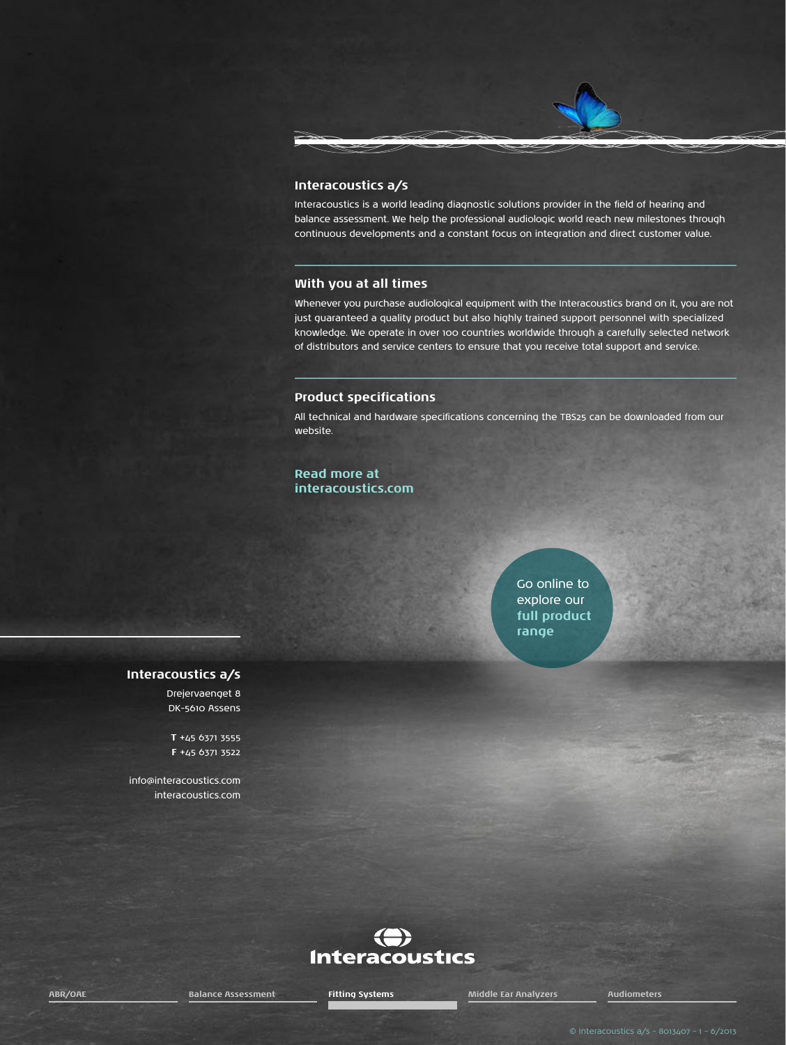## Interacoustics a/s

Interacoustics is a world leading diagnostic solutions provider in the field of hearing and balance assessment. We help the professional audiologic world reach new milestones through continuous developments and a constant focus on integration and direct customer value.

## With you at all times

Whenever you purchase audiological equipment with the Interacoustics brand on it, you are not just guaranteed a quality product but also highly trained support personnel with specialized knowledge. We operate in over 100 countries worldwide through a carefully selected network of distributors and service centers to ensure that you receive total support and service.

## Product specifications

All technical and hardware specifications concerning the TBS25 can be downloaded from our website.

**Read more at interacoustics.com**

Go online to explore our **full product range**

**Interacoustics a/s**

Drejervaenget 8
DK-5610 Assens

**T** +45 6371 3555
**F** +45 6371 3522

info@interacoustics.com
interacoustics.com

Interacoustics

ABR/OAE | Balance Assessment | **Fitting Systems** | Middle Ear Analyzers | Audiometers

© Interacoustics a/s - 8013407 - 1 - 6/2013